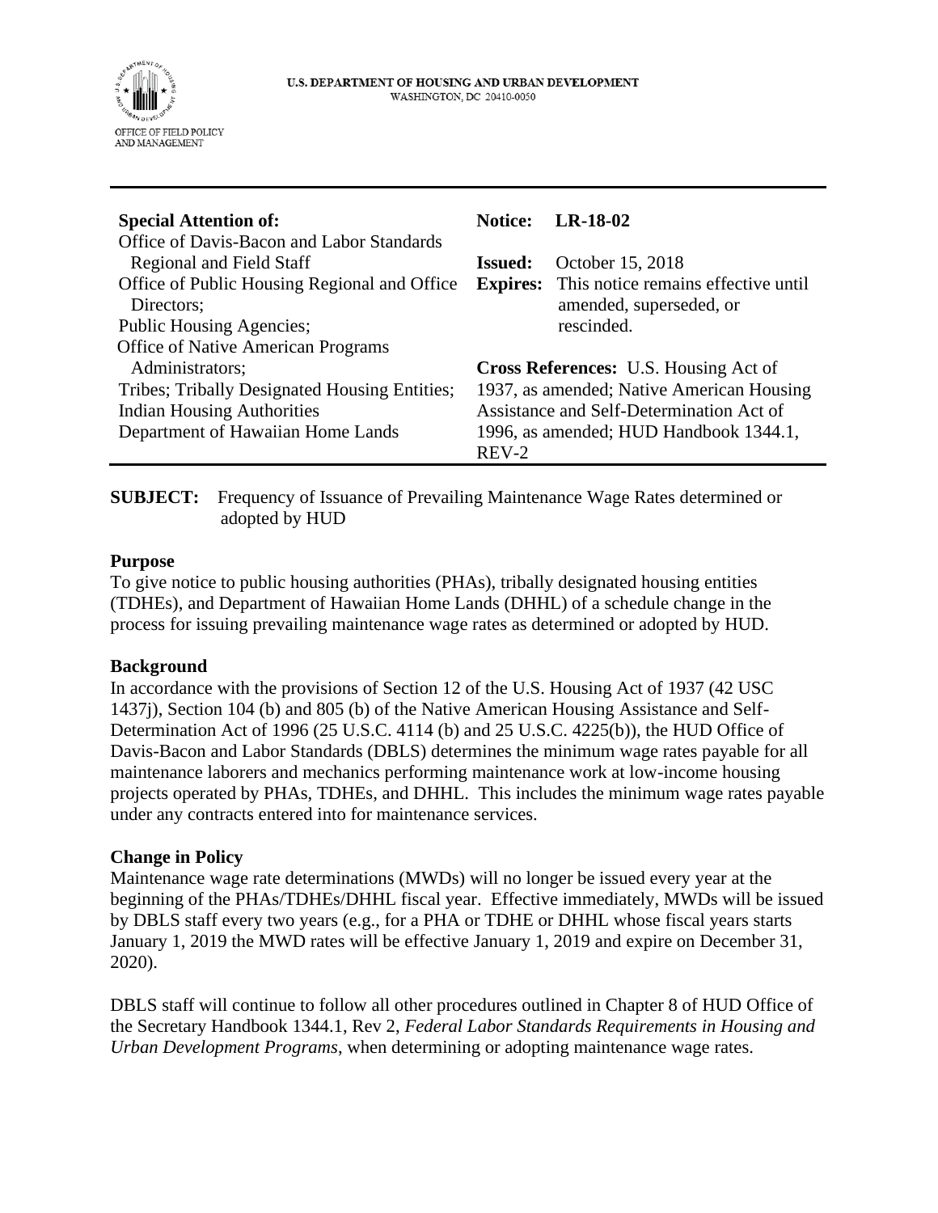U.S. DEPARTMENT OF HOUSING AND URBAN DEVELOPMENT
WASHINGTON, DC 20410-0050

OFFICE OF FIELD POLICY AND MANAGEMENT

| **Special Attention of:** | **Notice: LR-18-02** |
|---|---|
| Office of Davis-Bacon and Labor Standards Regional and Field Staff | **Issued:** October 15, 2018 |
| Office of Public Housing Regional and Office Directors; | **Expires:** This notice remains effective until amended, superseded, or rescinded. |
| Public Housing Agencies; | |
| Office of Native American Programs Administrators; | **Cross References:** U.S. Housing Act of 1937, as amended; Native American Housing Assistance and Self-Determination Act of 1996, as amended; HUD Handbook 1344.1, REV-2 |
| Tribes; Tribally Designated Housing Entities; | |
| Indian Housing Authorities | |
| Department of Hawaiian Home Lands | |

**SUBJECT:** Frequency of Issuance of Prevailing Maintenance Wage Rates determined or adopted by HUD

## Purpose

To give notice to public housing authorities (PHAs), tribally designated housing entities (TDHEs), and Department of Hawaiian Home Lands (DHHL) of a schedule change in the process for issuing prevailing maintenance wage rates as determined or adopted by HUD.

## Background

In accordance with the provisions of Section 12 of the U.S. Housing Act of 1937 (42 USC 1437j), Section 104 (b) and 805 (b) of the Native American Housing Assistance and Self-Determination Act of 1996 (25 U.S.C. 4114 (b) and 25 U.S.C. 4225(b)), the HUD Office of Davis-Bacon and Labor Standards (DBLS) determines the minimum wage rates payable for all maintenance laborers and mechanics performing maintenance work at low-income housing projects operated by PHAs, TDHEs, and DHHL. This includes the minimum wage rates payable under any contracts entered into for maintenance services.

## Change in Policy

Maintenance wage rate determinations (MWDs) will no longer be issued every year at the beginning of the PHAs/TDHEs/DHHL fiscal year. Effective immediately, MWDs will be issued by DBLS staff every two years (e.g., for a PHA or TDHE or DHHL whose fiscal years starts January 1, 2019 the MWD rates will be effective January 1, 2019 and expire on December 31, 2020).

DBLS staff will continue to follow all other procedures outlined in Chapter 8 of HUD Office of the Secretary Handbook 1344.1, Rev 2, *Federal Labor Standards Requirements in Housing and Urban Development Programs*, when determining or adopting maintenance wage rates.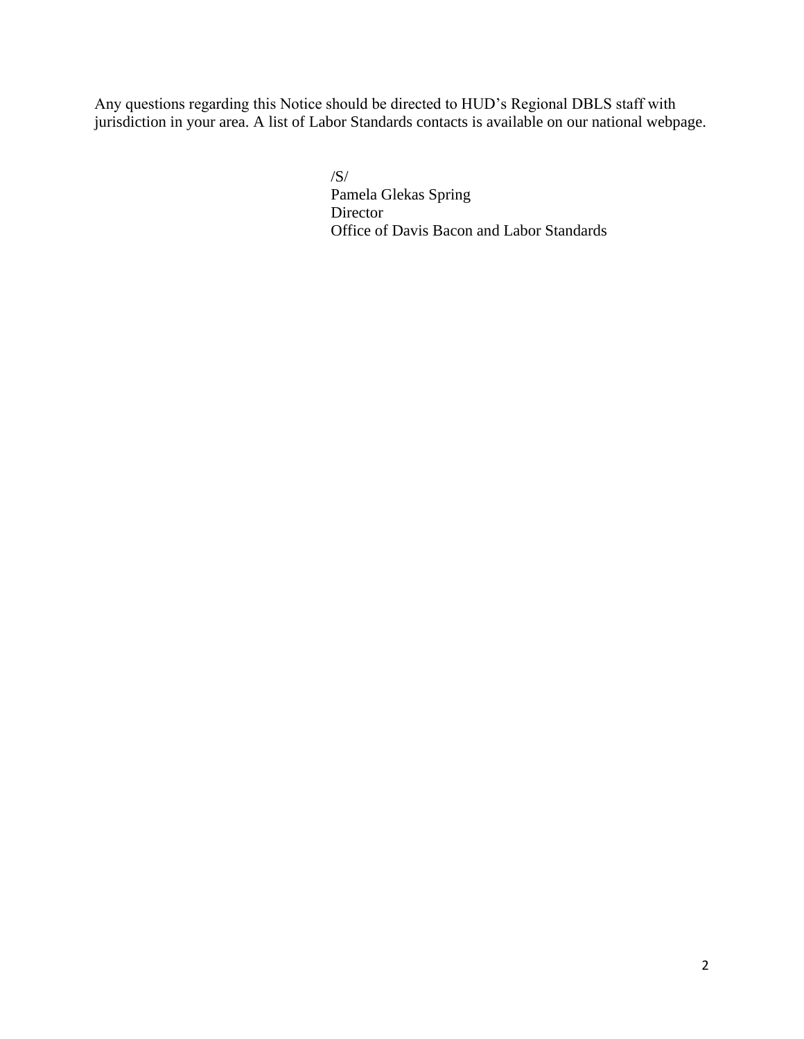Any questions regarding this Notice should be directed to HUD's Regional DBLS staff with jurisdiction in your area. A list of Labor Standards contacts is available on our national webpage.

/S/
Pamela Glekas Spring
Director
Office of Davis Bacon and Labor Standards